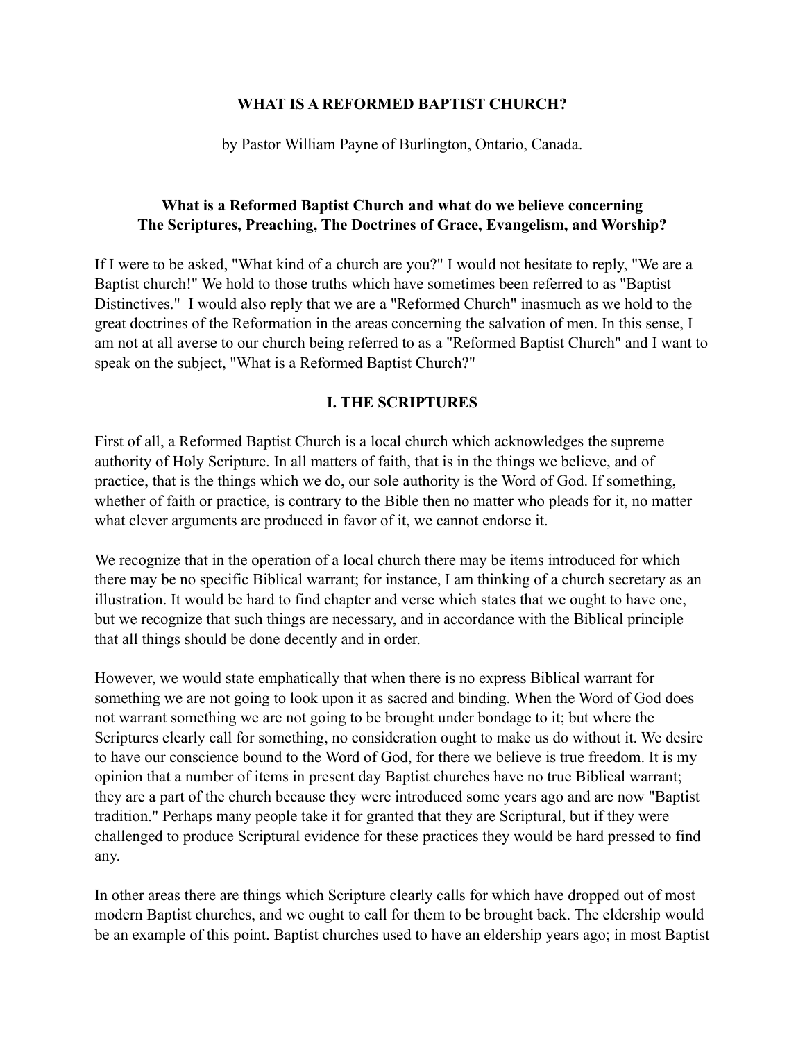# WHAT IS A REFORMED BAPTIST CHURCH?

by Pastor William Payne of Burlington, Ontario, Canada.

## What is a Reformed Baptist Church and what do we believe concerning The Scriptures, Preaching, The Doctrines of Grace, Evangelism, and Worship?

If I were to be asked, "What kind of a church are you?" I would not hesitate to reply, "We are a Baptist church!" We hold to those truths which have sometimes been referred to as "Baptist Distinctives." I would also reply that we are a "Reformed Church" inasmuch as we hold to the great doctrines of the Reformation in the areas concerning the salvation of men. In this sense, I am not at all averse to our church being referred to as a "Reformed Baptist Church" and I want to speak on the subject, "What is a Reformed Baptist Church?"

## I. THE SCRIPTURES

First of all, a Reformed Baptist Church is a local church which acknowledges the supreme authority of Holy Scripture. In all matters of faith, that is in the things we believe, and of practice, that is the things which we do, our sole authority is the Word of God. If something, whether of faith or practice, is contrary to the Bible then no matter who pleads for it, no matter what clever arguments are produced in favor of it, we cannot endorse it.

We recognize that in the operation of a local church there may be items introduced for which there may be no specific Biblical warrant; for instance, I am thinking of a church secretary as an illustration. It would be hard to find chapter and verse which states that we ought to have one, but we recognize that such things are necessary, and in accordance with the Biblical principle that all things should be done decently and in order.

However, we would state emphatically that when there is no express Biblical warrant for something we are not going to look upon it as sacred and binding. When the Word of God does not warrant something we are not going to be brought under bondage to it; but where the Scriptures clearly call for something, no consideration ought to make us do without it. We desire to have our conscience bound to the Word of God, for there we believe is true freedom. It is my opinion that a number of items in present day Baptist churches have no true Biblical warrant; they are a part of the church because they were introduced some years ago and are now "Baptist tradition." Perhaps many people take it for granted that they are Scriptural, but if they were challenged to produce Scriptural evidence for these practices they would be hard pressed to find any.

In other areas there are things which Scripture clearly calls for which have dropped out of most modern Baptist churches, and we ought to call for them to be brought back. The eldership would be an example of this point. Baptist churches used to have an eldership years ago; in most Baptist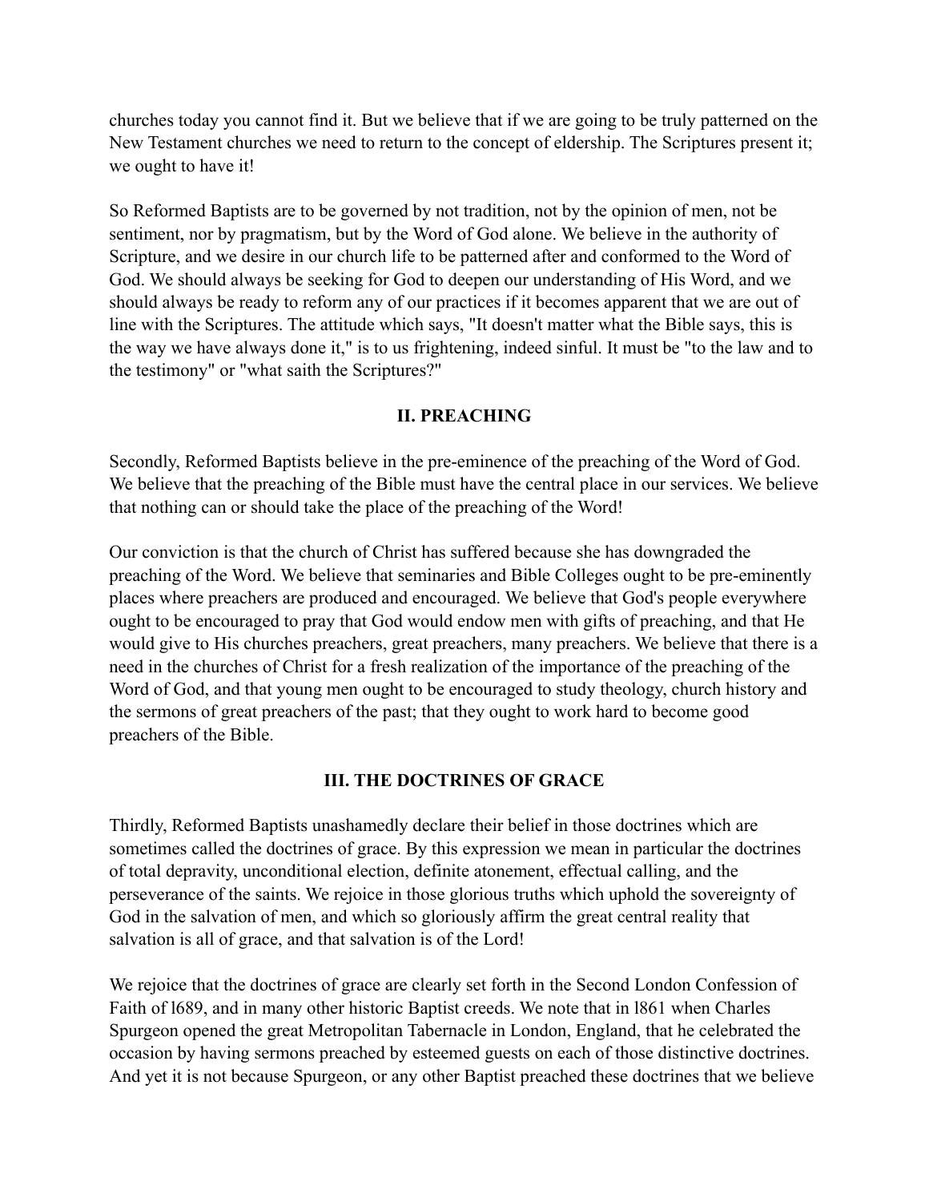churches today you cannot find it. But we believe that if we are going to be truly patterned on the New Testament churches we need to return to the concept of eldership. The Scriptures present it; we ought to have it!

So Reformed Baptists are to be governed by not tradition, not by the opinion of men, not be sentiment, nor by pragmatism, but by the Word of God alone. We believe in the authority of Scripture, and we desire in our church life to be patterned after and conformed to the Word of God. We should always be seeking for God to deepen our understanding of His Word, and we should always be ready to reform any of our practices if it becomes apparent that we are out of line with the Scriptures. The attitude which says, "It doesn't matter what the Bible says, this is the way we have always done it," is to us frightening, indeed sinful. It must be "to the law and to the testimony" or "what saith the Scriptures?"

## II. PREACHING

Secondly, Reformed Baptists believe in the pre-eminence of the preaching of the Word of God. We believe that the preaching of the Bible must have the central place in our services. We believe that nothing can or should take the place of the preaching of the Word!

Our conviction is that the church of Christ has suffered because she has downgraded the preaching of the Word. We believe that seminaries and Bible Colleges ought to be pre-eminently places where preachers are produced and encouraged. We believe that God's people everywhere ought to be encouraged to pray that God would endow men with gifts of preaching, and that He would give to His churches preachers, great preachers, many preachers. We believe that there is a need in the churches of Christ for a fresh realization of the importance of the preaching of the Word of God, and that young men ought to be encouraged to study theology, church history and the sermons of great preachers of the past; that they ought to work hard to become good preachers of the Bible.

## III. THE DOCTRINES OF GRACE

Thirdly, Reformed Baptists unashamedly declare their belief in those doctrines which are sometimes called the doctrines of grace. By this expression we mean in particular the doctrines of total depravity, unconditional election, definite atonement, effectual calling, and the perseverance of the saints. We rejoice in those glorious truths which uphold the sovereignty of God in the salvation of men, and which so gloriously affirm the great central reality that salvation is all of grace, and that salvation is of the Lord!

We rejoice that the doctrines of grace are clearly set forth in the Second London Confession of Faith of l689, and in many other historic Baptist creeds. We note that in l861 when Charles Spurgeon opened the great Metropolitan Tabernacle in London, England, that he celebrated the occasion by having sermons preached by esteemed guests on each of those distinctive doctrines. And yet it is not because Spurgeon, or any other Baptist preached these doctrines that we believe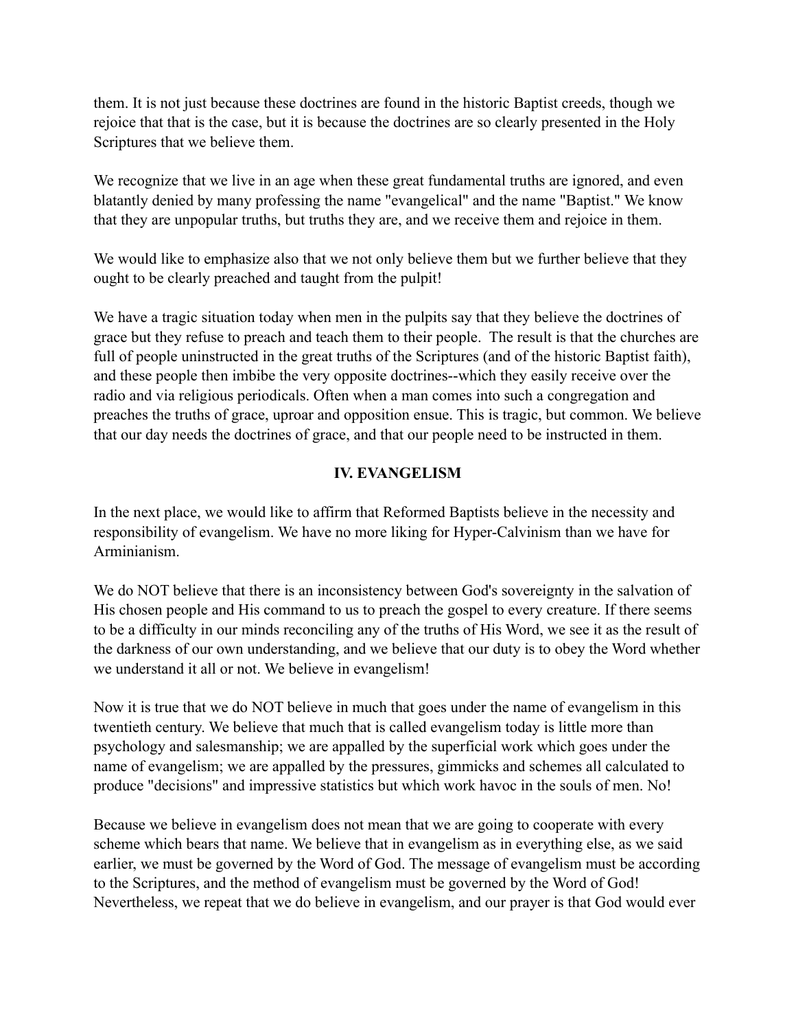them. It is not just because these doctrines are found in the historic Baptist creeds, though we rejoice that that is the case, but it is because the doctrines are so clearly presented in the Holy Scriptures that we believe them.

We recognize that we live in an age when these great fundamental truths are ignored, and even blatantly denied by many professing the name "evangelical" and the name "Baptist." We know that they are unpopular truths, but truths they are, and we receive them and rejoice in them.

We would like to emphasize also that we not only believe them but we further believe that they ought to be clearly preached and taught from the pulpit!

We have a tragic situation today when men in the pulpits say that they believe the doctrines of grace but they refuse to preach and teach them to their people. The result is that the churches are full of people uninstructed in the great truths of the Scriptures (and of the historic Baptist faith), and these people then imbibe the very opposite doctrines--which they easily receive over the radio and via religious periodicals. Often when a man comes into such a congregation and preaches the truths of grace, uproar and opposition ensue. This is tragic, but common. We believe that our day needs the doctrines of grace, and that our people need to be instructed in them.

## IV. EVANGELISM

In the next place, we would like to affirm that Reformed Baptists believe in the necessity and responsibility of evangelism. We have no more liking for Hyper-Calvinism than we have for Arminianism.

We do NOT believe that there is an inconsistency between God's sovereignty in the salvation of His chosen people and His command to us to preach the gospel to every creature. If there seems to be a difficulty in our minds reconciling any of the truths of His Word, we see it as the result of the darkness of our own understanding, and we believe that our duty is to obey the Word whether we understand it all or not. We believe in evangelism!

Now it is true that we do NOT believe in much that goes under the name of evangelism in this twentieth century. We believe that much that is called evangelism today is little more than psychology and salesmanship; we are appalled by the superficial work which goes under the name of evangelism; we are appalled by the pressures, gimmicks and schemes all calculated to produce "decisions" and impressive statistics but which work havoc in the souls of men. No!

Because we believe in evangelism does not mean that we are going to cooperate with every scheme which bears that name. We believe that in evangelism as in everything else, as we said earlier, we must be governed by the Word of God. The message of evangelism must be according to the Scriptures, and the method of evangelism must be governed by the Word of God! Nevertheless, we repeat that we do believe in evangelism, and our prayer is that God would ever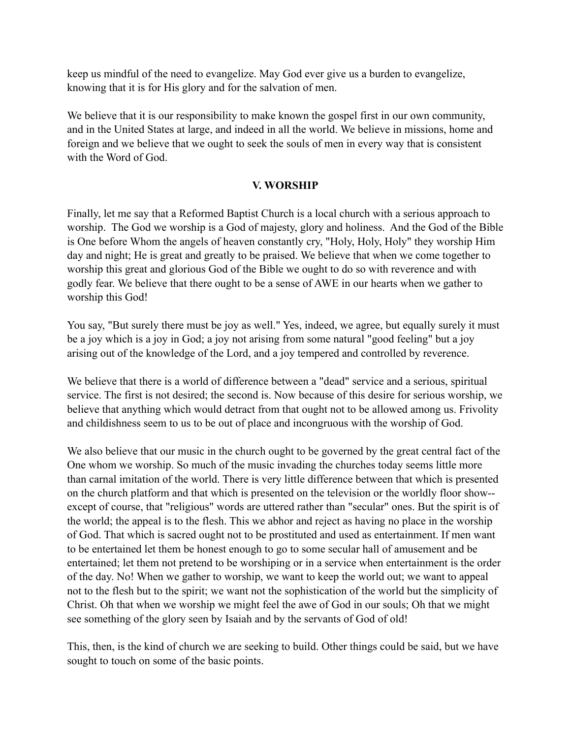keep us mindful of the need to evangelize. May God ever give us a burden to evangelize, knowing that it is for His glory and for the salvation of men.

We believe that it is our responsibility to make known the gospel first in our own community, and in the United States at large, and indeed in all the world. We believe in missions, home and foreign and we believe that we ought to seek the souls of men in every way that is consistent with the Word of God.

## V. WORSHIP

Finally, let me say that a Reformed Baptist Church is a local church with a serious approach to worship. The God we worship is a God of majesty, glory and holiness. And the God of the Bible is One before Whom the angels of heaven constantly cry, "Holy, Holy, Holy" they worship Him day and night; He is great and greatly to be praised. We believe that when we come together to worship this great and glorious God of the Bible we ought to do so with reverence and with godly fear. We believe that there ought to be a sense of AWE in our hearts when we gather to worship this God!

You say, "But surely there must be joy as well." Yes, indeed, we agree, but equally surely it must be a joy which is a joy in God; a joy not arising from some natural "good feeling" but a joy arising out of the knowledge of the Lord, and a joy tempered and controlled by reverence.

We believe that there is a world of difference between a "dead" service and a serious, spiritual service. The first is not desired; the second is. Now because of this desire for serious worship, we believe that anything which would detract from that ought not to be allowed among us. Frivolity and childishness seem to us to be out of place and incongruous with the worship of God.

We also believe that our music in the church ought to be governed by the great central fact of the One whom we worship. So much of the music invading the churches today seems little more than carnal imitation of the world. There is very little difference between that which is presented on the church platform and that which is presented on the television or the worldly floor show--except of course, that "religious" words are uttered rather than "secular" ones. But the spirit is of the world; the appeal is to the flesh. This we abhor and reject as having no place in the worship of God. That which is sacred ought not to be prostituted and used as entertainment. If men want to be entertained let them be honest enough to go to some secular hall of amusement and be entertained; let them not pretend to be worshiping or in a service when entertainment is the order of the day. No! When we gather to worship, we want to keep the world out; we want to appeal not to the flesh but to the spirit; we want not the sophistication of the world but the simplicity of Christ. Oh that when we worship we might feel the awe of God in our souls; Oh that we might see something of the glory seen by Isaiah and by the servants of God of old!

This, then, is the kind of church we are seeking to build. Other things could be said, but we have sought to touch on some of the basic points.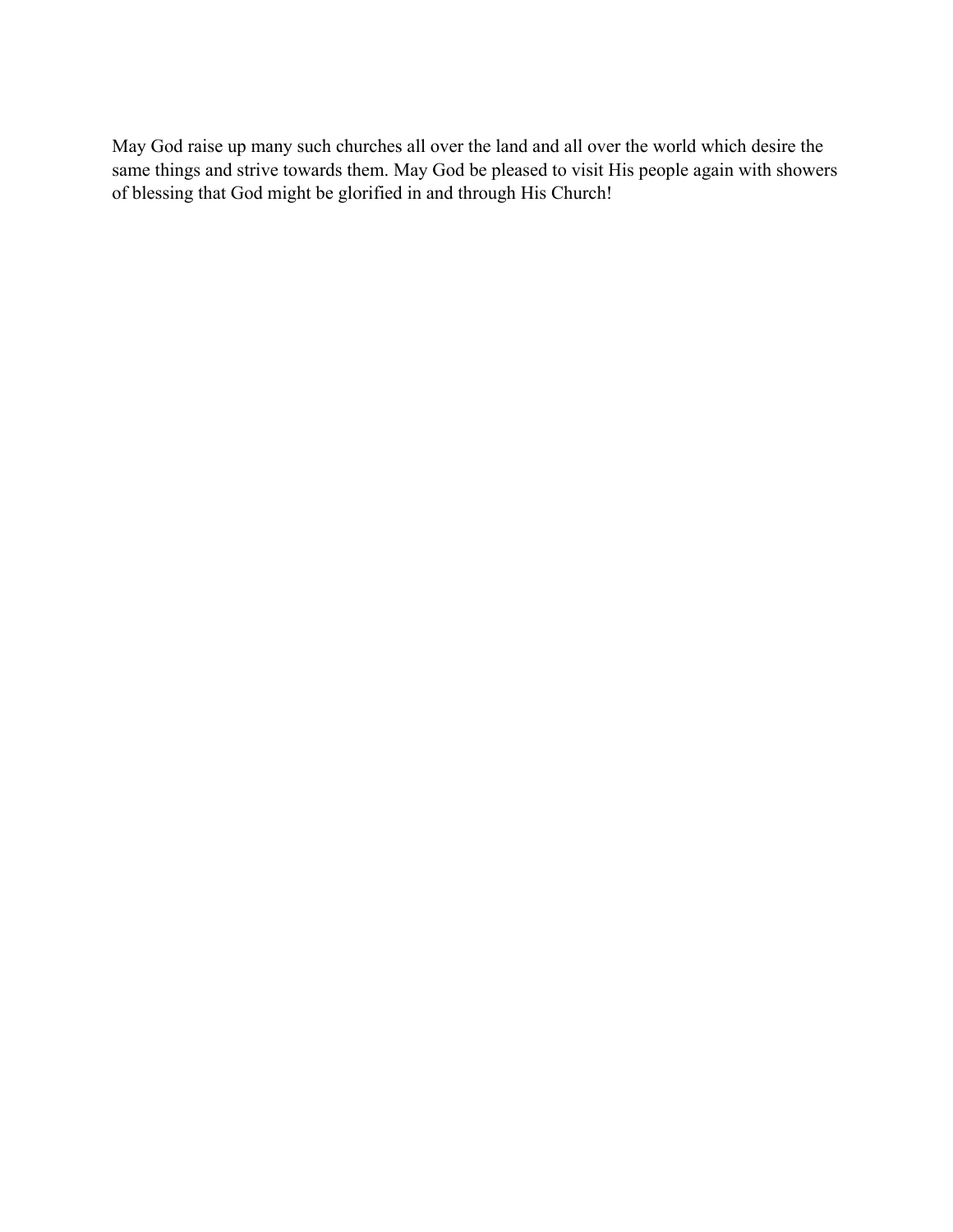May God raise up many such churches all over the land and all over the world which desire the same things and strive towards them. May God be pleased to visit His people again with showers of blessing that God might be glorified in and through His Church!